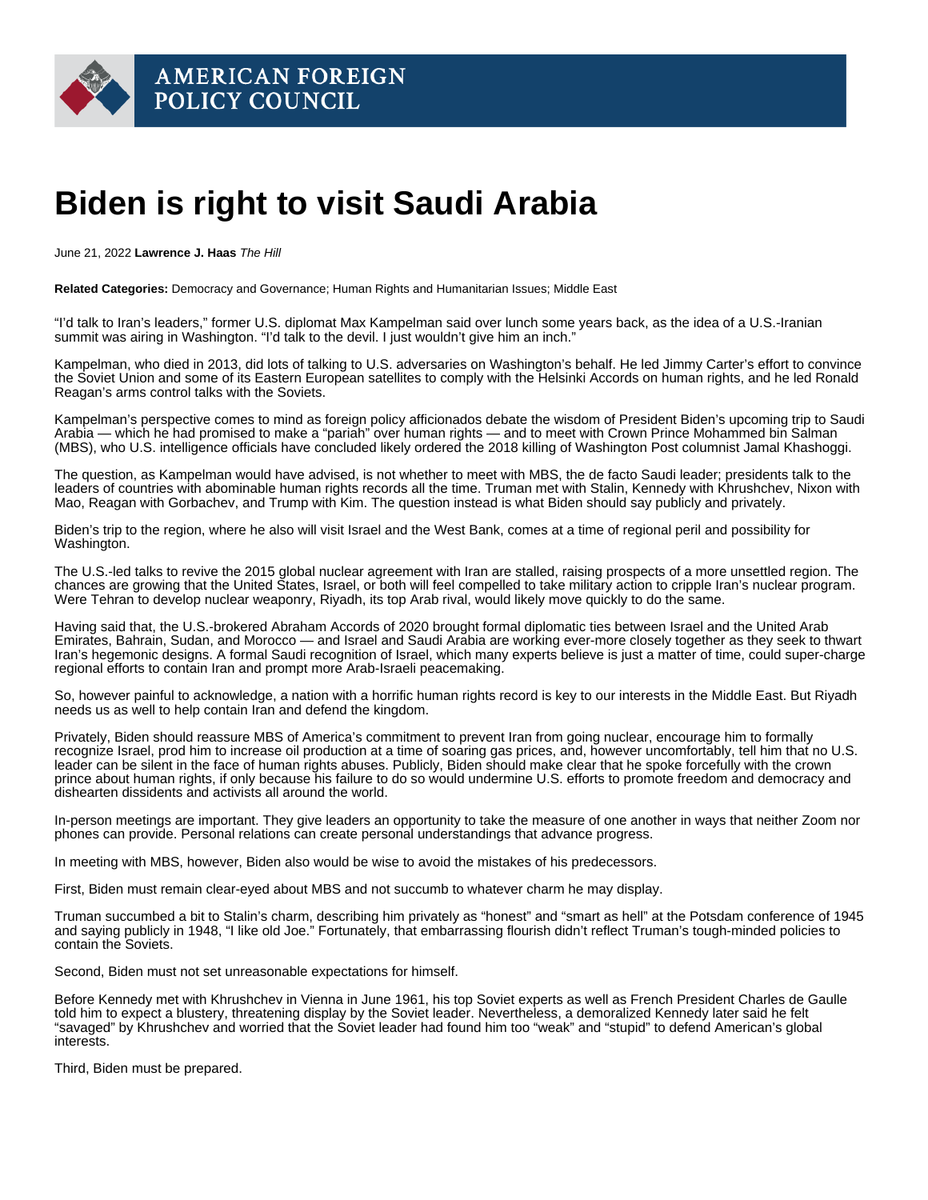AMERICAN FOREIGN POLICY COUNCIL

# Biden is right to visit Saudi Arabia

June 21, 2022 **Lawrence J. Haas** *The Hill*

**Related Categories:** Democracy and Governance; Human Rights and Humanitarian Issues; Middle East

"I'd talk to Iran's leaders," former U.S. diplomat Max Kampelman said over lunch some years back, as the idea of a U.S.-Iranian summit was airing in Washington. "I'd talk to the devil. I just wouldn't give him an inch."

Kampelman, who died in 2013, did lots of talking to U.S. adversaries on Washington's behalf. He led Jimmy Carter's effort to convince the Soviet Union and some of its Eastern European satellites to comply with the Helsinki Accords on human rights, and he led Ronald Reagan's arms control talks with the Soviets.

Kampelman's perspective comes to mind as foreign policy afficionados debate the wisdom of President Biden's upcoming trip to Saudi Arabia — which he had promised to make a "pariah" over human rights — and to meet with Crown Prince Mohammed bin Salman (MBS), who U.S. intelligence officials have concluded likely ordered the 2018 killing of Washington Post columnist Jamal Khashoggi.

The question, as Kampelman would have advised, is not whether to meet with MBS, the de facto Saudi leader; presidents talk to the leaders of countries with abominable human rights records all the time. Truman met with Stalin, Kennedy with Khrushchev, Nixon with Mao, Reagan with Gorbachev, and Trump with Kim. The question instead is what Biden should say publicly and privately.

Biden's trip to the region, where he also will visit Israel and the West Bank, comes at a time of regional peril and possibility for Washington.

The U.S.-led talks to revive the 2015 global nuclear agreement with Iran are stalled, raising prospects of a more unsettled region. The chances are growing that the United States, Israel, or both will feel compelled to take military action to cripple Iran's nuclear program. Were Tehran to develop nuclear weaponry, Riyadh, its top Arab rival, would likely move quickly to do the same.

Having said that, the U.S.-brokered Abraham Accords of 2020 brought formal diplomatic ties between Israel and the United Arab Emirates, Bahrain, Sudan, and Morocco — and Israel and Saudi Arabia are working ever-more closely together as they seek to thwart Iran's hegemonic designs. A formal Saudi recognition of Israel, which many experts believe is just a matter of time, could super-charge regional efforts to contain Iran and prompt more Arab-Israeli peacemaking.

So, however painful to acknowledge, a nation with a horrific human rights record is key to our interests in the Middle East. But Riyadh needs us as well to help contain Iran and defend the kingdom.

Privately, Biden should reassure MBS of America's commitment to prevent Iran from going nuclear, encourage him to formally recognize Israel, prod him to increase oil production at a time of soaring gas prices, and, however uncomfortably, tell him that no U.S. leader can be silent in the face of human rights abuses. Publicly, Biden should make clear that he spoke forcefully with the crown prince about human rights, if only because his failure to do so would undermine U.S. efforts to promote freedom and democracy and dishearten dissidents and activists all around the world.

In-person meetings are important. They give leaders an opportunity to take the measure of one another in ways that neither Zoom nor phones can provide. Personal relations can create personal understandings that advance progress.

In meeting with MBS, however, Biden also would be wise to avoid the mistakes of his predecessors.

First, Biden must remain clear-eyed about MBS and not succumb to whatever charm he may display.

Truman succumbed a bit to Stalin's charm, describing him privately as "honest" and "smart as hell" at the Potsdam conference of 1945 and saying publicly in 1948, "I like old Joe." Fortunately, that embarrassing flourish didn't reflect Truman's tough-minded policies to contain the Soviets.

Second, Biden must not set unreasonable expectations for himself.

Before Kennedy met with Khrushchev in Vienna in June 1961, his top Soviet experts as well as French President Charles de Gaulle told him to expect a blustery, threatening display by the Soviet leader. Nevertheless, a demoralized Kennedy later said he felt "savaged" by Khrushchev and worried that the Soviet leader had found him too "weak" and "stupid" to defend American's global interests.

Third, Biden must be prepared.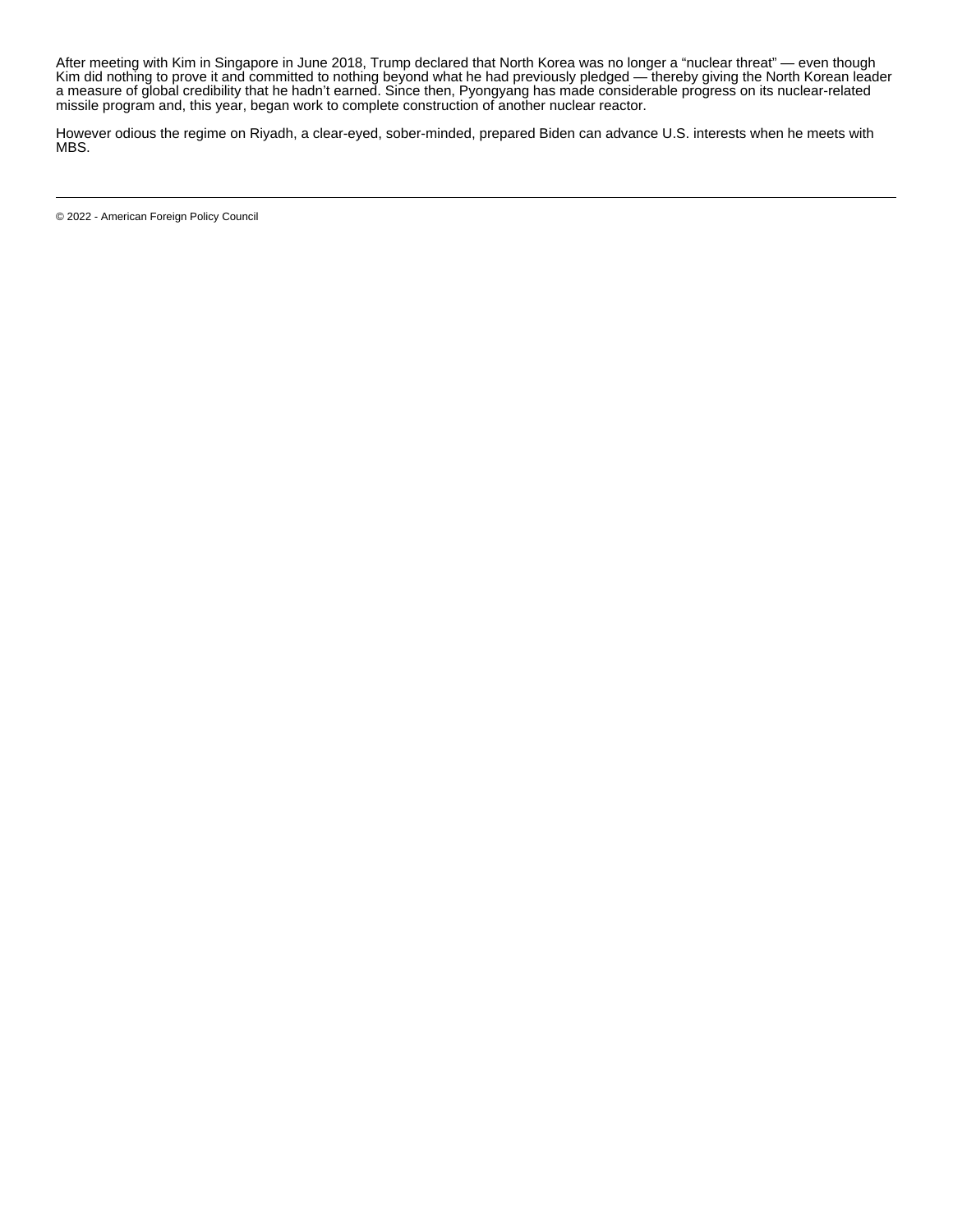After meeting with Kim in Singapore in June 2018, Trump declared that North Korea was no longer a “nuclear threat” — even though Kim did nothing to prove it and committed to nothing beyond what he had previously pledged — thereby giving the North Korean leader a measure of global credibility that he hadn’t earned. Since then, Pyongyang has made considerable progress on its nuclear-related missile program and, this year, began work to complete construction of another nuclear reactor.

However odious the regime on Riyadh, a clear-eyed, sober-minded, prepared Biden can advance U.S. interests when he meets with MBS.

---

© 2022 - American Foreign Policy Council